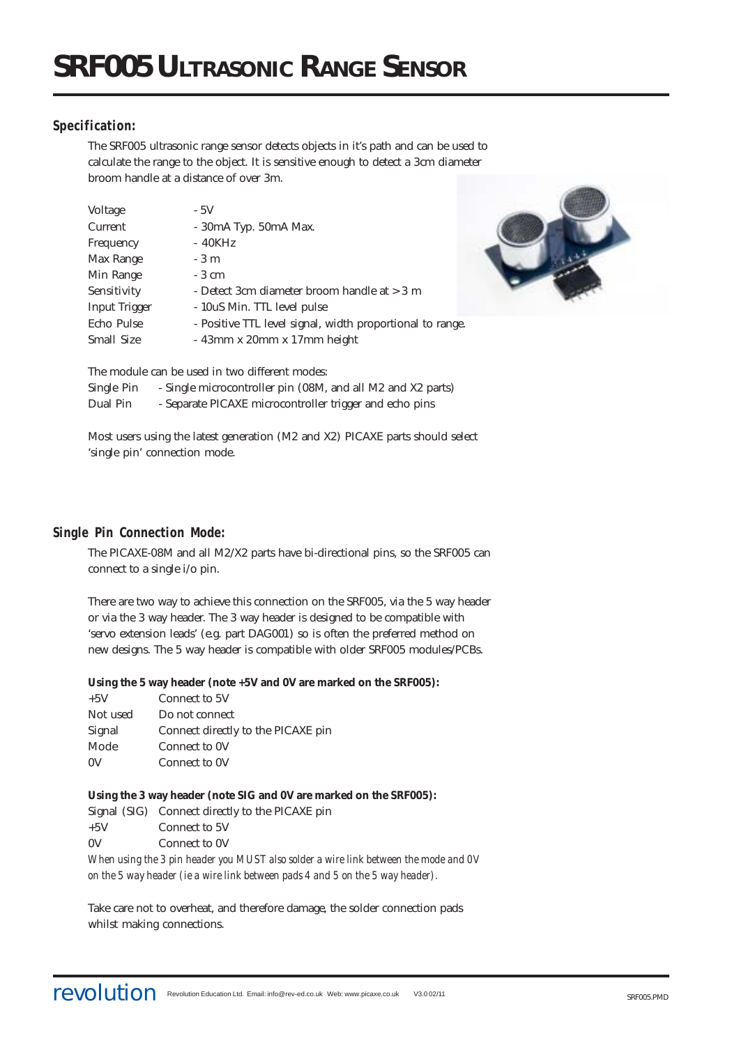# SRF005 ULTRASONIC RANGE SENSOR

## Specification:

The SRF005 ultrasonic range sensor detects objects in it's path and can be used to calculate the range to the object. It is sensitive enough to detect a 3cm diameter broom handle at a distance of over 3m.

| | |
|---|---|
| Voltage | - 5V |
| Current | - 30mA Typ. 50mA Max. |
| Frequency | - 40KHz |
| Max Range | - 3 m |
| Min Range | - 3 cm |
| Sensitivity | - Detect 3cm diameter broom handle at > 3 m |
| Input Trigger | - 10uS Min. TTL level pulse |
| Echo Pulse | - Positive TTL level signal, width proportional to range. |
| Small Size | - 43mm x 20mm x 17mm height |

The module can be used in two different modes:

| | |
|---|---|
| Single Pin | - Single microcontroller pin (08M, and all M2 and X2 parts) |
| Dual Pin | - Separate PICAXE microcontroller trigger and echo pins |

Most users using the latest generation (M2 and X2) PICAXE parts should select 'single pin' connection mode.

## Single Pin Connection Mode:

The PICAXE-08M and all M2/X2 parts have bi-directional pins, so the SRF005 can connect to a single i/o pin.

There are two way to achieve this connection on the SRF005, via the 5 way header or via the 3 way header. The 3 way header is designed to be compatible with 'servo extension leads' (e.g. part DAG001) so is often the preferred method on new designs. The 5 way header is compatible with older SRF005 modules/PCBs.

**Using the 5 way header (note +5V and 0V are marked on the SRF005):**

| | |
|---|---|
| +5V | Connect to 5V |
| Not used | Do not connect |
| Signal | Connect directly to the PICAXE pin |
| Mode | Connect to 0V |
| 0V | Connect to 0V |

**Using the 3 way header (note SIG and 0V are marked on the SRF005):**

| | |
|---|---|
| Signal (SIG) | Connect directly to the PICAXE pin |
| +5V | Connect to 5V |
| 0V | Connect to 0V |

*When using the 3 pin header you MUST also solder a wire link between the mode and 0V on the 5 way header (ie a wire link between pads 4 and 5 on the 5 way header).*

Take care not to overheat, and therefore damage, the solder connection pads whilst making connections.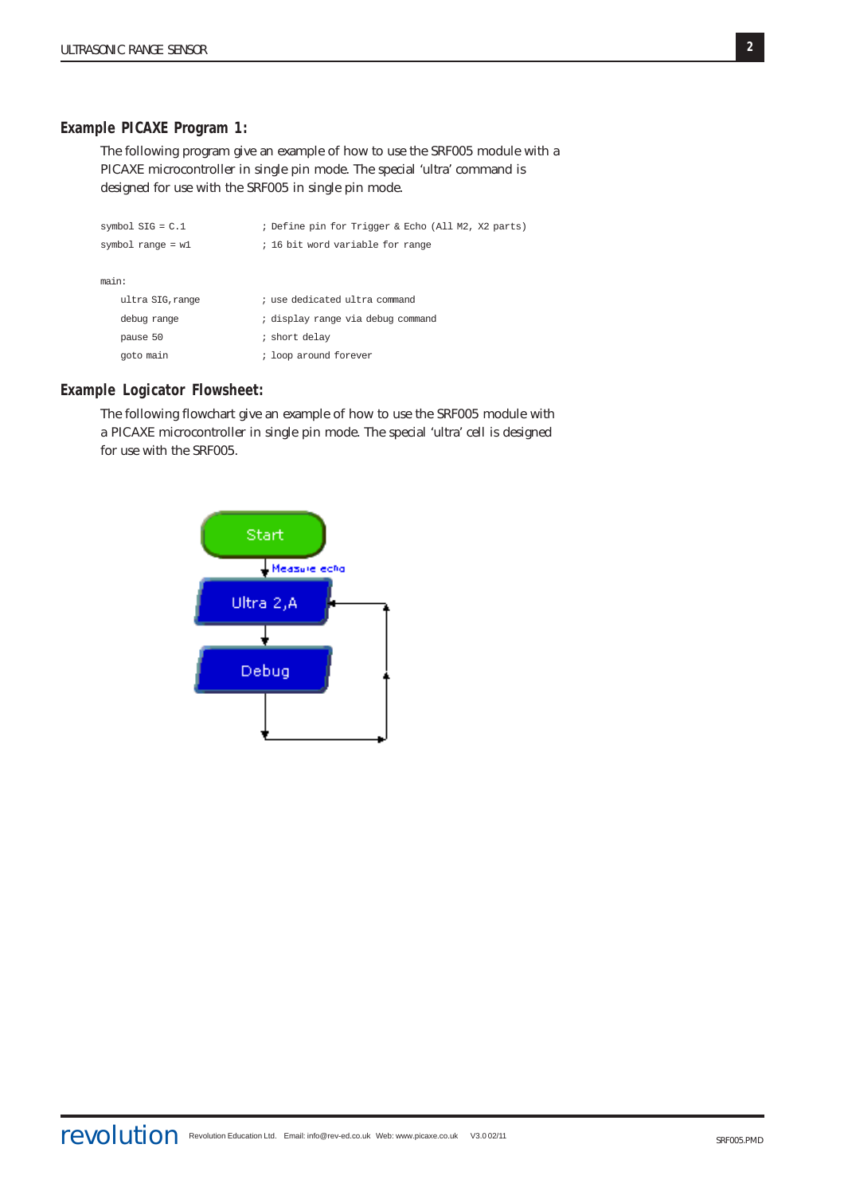## Example PICAXE Program 1:

The following program give an example of how to use the SRF005 module with a PICAXE microcontroller in single pin mode. The special 'ultra' command is designed for use with the SRF005 in single pin mode.

```
symbol SIG = C.1            ; Define pin for Trigger & Echo (All M2, X2 parts)
symbol range = w1           ; 16 bit word variable for range

main:
    ultra SIG,range         ; use dedicated ultra command
    debug range             ; display range via debug command
    pause 50                ; short delay
    goto main               ; loop around forever
```

## Example Logicator Flowsheet:

The following flowchart give an example of how to use the SRF005 module with a PICAXE microcontroller in single pin mode. The special 'ultra' cell is designed for use with the SRF005.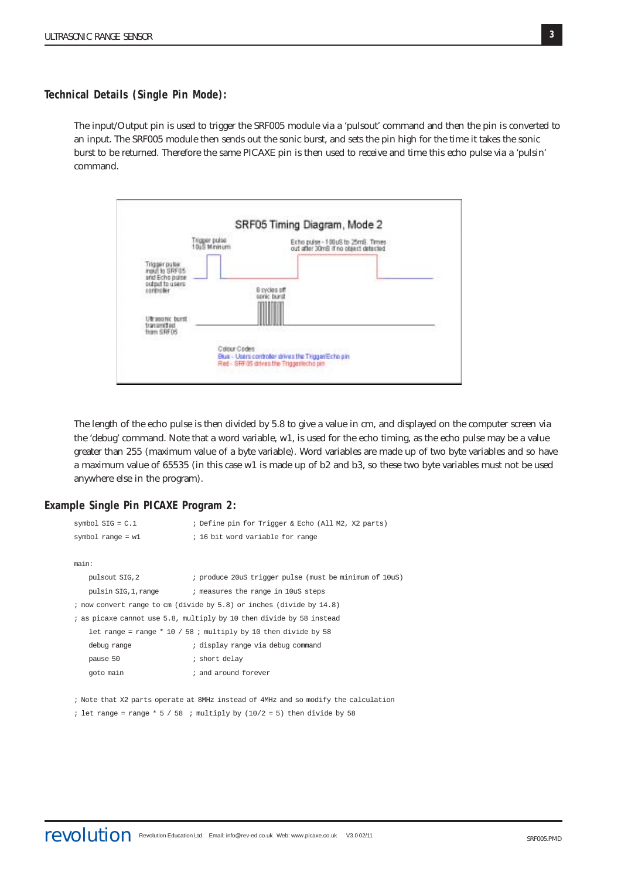## Technical Details (Single Pin Mode):

The input/Output pin is used to trigger the SRF005 module via a 'pulsout' command and then the pin is converted to an input. The SRF005 module then sends out the sonic burst, and sets the pin high for the time it takes the sonic burst to be returned. Therefore the same PICAXE pin is then used to receive and time this echo pulse via a 'pulsin' command.

The length of the echo pulse is then divided by 5.8 to give a value in cm, and displayed on the computer screen via the 'debug' command. Note that a word variable, w1, is used for the echo timing, as the echo pulse may be a value greater than 255 (maximum value of a byte variable). Word variables are made up of two byte variables and so have a maximum value of 65535 (in this case w1 is made up of b2 and b3, so these two byte variables must not be used anywhere else in the program).

## Example Single Pin PICAXE Program 2:

```
symbol SIG = C.1            ; Define pin for Trigger & Echo (All M2, X2 parts)
symbol range = w1           ; 16 bit word variable for range

main:
    pulsout SIG,2           ; produce 20uS trigger pulse (must be minimum of 10uS)
    pulsin SIG,1,range      ; measures the range in 10uS steps
; now convert range to cm (divide by 5.8) or inches (divide by 14.8)
; as picaxe cannot use 5.8, multiply by 10 then divide by 58 instead
    let range = range * 10 / 58 ; multiply by 10 then divide by 58
    debug range             ; display range via debug command
    pause 50                ; short delay
    goto main               ; and around forever

; Note that X2 parts operate at 8MHz instead of 4MHz and so modify the calculation
; let range = range * 5 / 58  ; multiply by (10/2 = 5) then divide by 58
```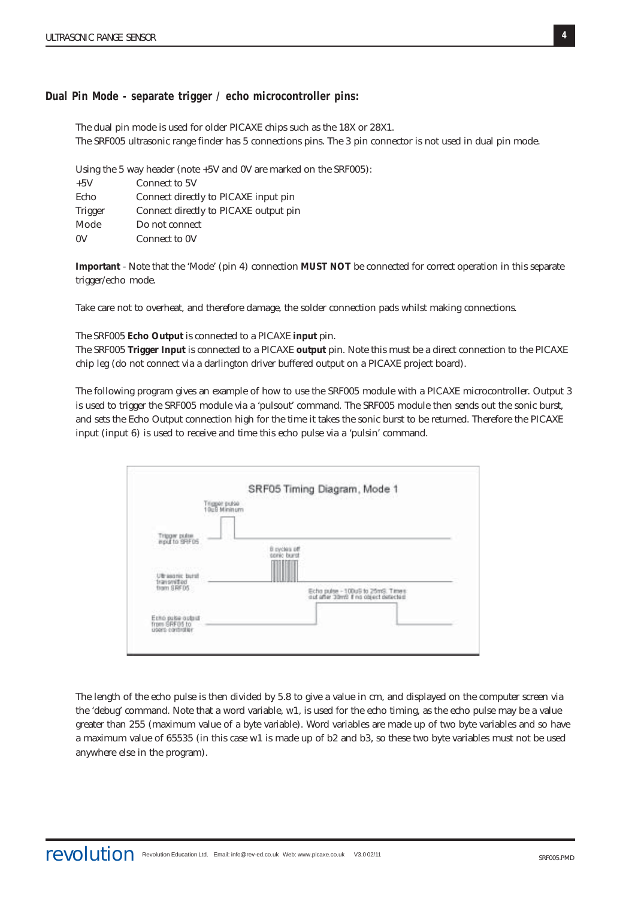### Dual Pin Mode - separate trigger / echo microcontroller pins:

The dual pin mode is used for older PICAXE chips such as the 18X or 28X1.
The SRF005 ultrasonic range finder has 5 connections pins. The 3 pin connector is not used in dual pin mode.

Using the 5 way header (note +5V and 0V are marked on the SRF005):

| | |
|---|---|
| +5V | Connect to 5V |
| Echo | Connect directly to PICAXE input pin |
| Trigger | Connect directly to PICAXE output pin |
| Mode | Do not connect |
| 0V | Connect to 0V |

**Important** - Note that the 'Mode' (pin 4) connection **MUST NOT** be connected for correct operation in this separate trigger/echo mode.

Take care not to overheat, and therefore damage, the solder connection pads whilst making connections.

The SRF005 **Echo Output** is connected to a PICAXE **input** pin.
The SRF005 **Trigger Input** is connected to a PICAXE **output** pin. Note this must be a direct connection to the PICAXE chip leg (do not connect via a darlington driver buffered output on a PICAXE project board).

The following program gives an example of how to use the SRF005 module with a PICAXE microcontroller. Output 3 is used to trigger the SRF005 module via a 'pulsout' command. The SRF005 module then sends out the sonic burst, and sets the Echo Output connection high for the time it takes the sonic burst to be returned. Therefore the PICAXE input (input 6) is used to receive and time this echo pulse via a 'pulsin' command.

SRF05 Timing Diagram, Mode 1

Trigger pulse 10uS Minimum

Trigger pulse input to SRF05

8 cycles of sonic burst

Ultrasonic burst transmitted from SRF05

Echo pulse - 100uS to 25mS. Times out after 30mS if no object detected

Echo pulse output from SRF05 to users controller

The length of the echo pulse is then divided by 5.8 to give a value in cm, and displayed on the computer screen via the 'debug' command. Note that a word variable, w1, is used for the echo timing, as the echo pulse may be a value greater than 255 (maximum value of a byte variable). Word variables are made up of two byte variables and so have a maximum value of 65535 (in this case w1 is made up of b2 and b3, so these two byte variables must not be used anywhere else in the program).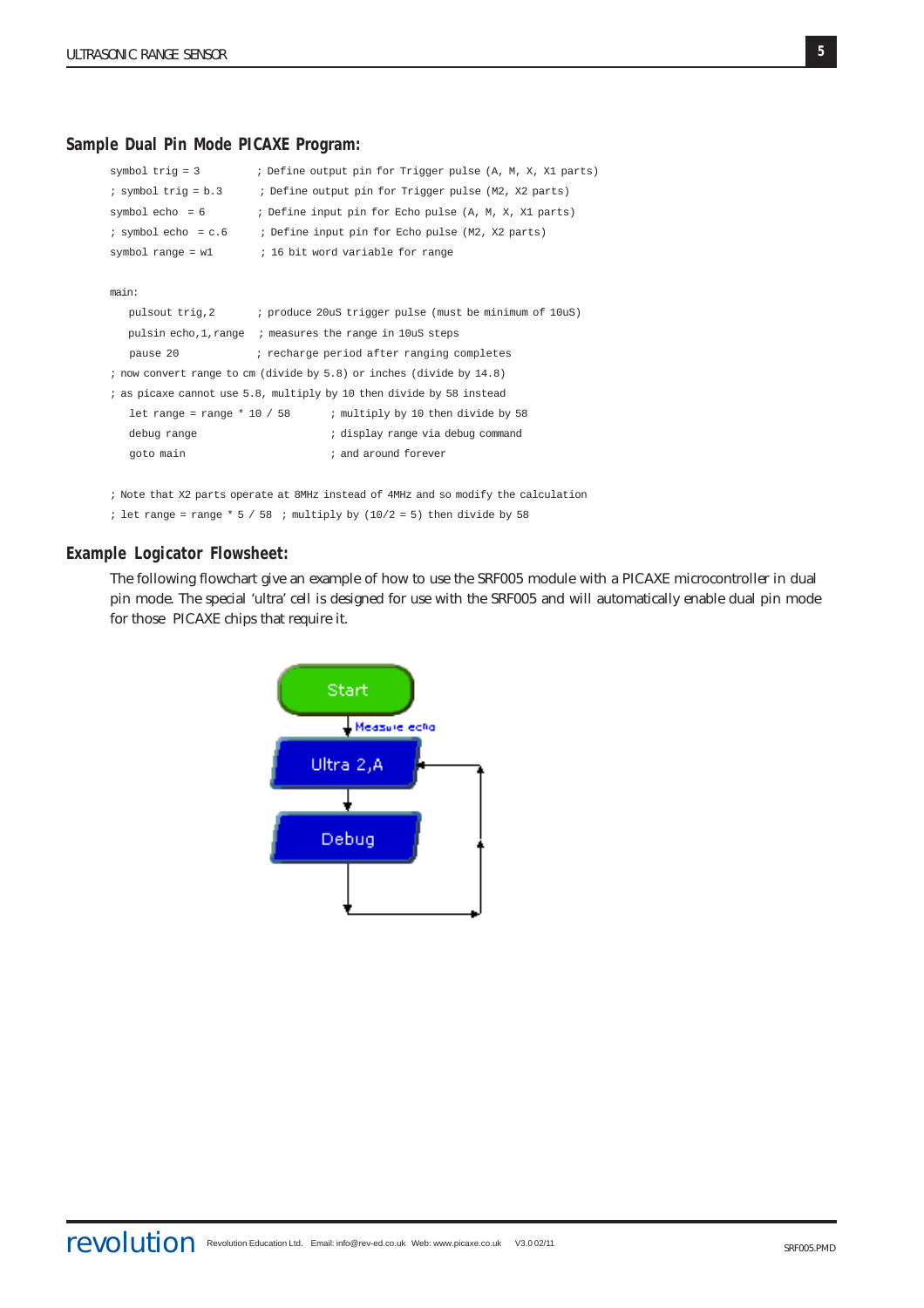## Sample Dual Pin Mode PICAXE Program:

```
symbol trig = 3          ; Define output pin for Trigger pulse (A, M, X, X1 parts)
; symbol trig = b.3      ; Define output pin for Trigger pulse (M2, X2 parts)
symbol echo  = 6         ; Define input pin for Echo pulse (A, M, X, X1 parts)
; symbol echo  = c.6     ; Define input pin for Echo pulse (M2, X2 parts)
symbol range = w1        ; 16 bit word variable for range

main:
   pulsout trig,2        ; produce 20uS trigger pulse (must be minimum of 10uS)
   pulsin echo,1,range   ; measures the range in 10uS steps
   pause 20              ; recharge period after ranging completes
; now convert range to cm (divide by 5.8) or inches (divide by 14.8)
; as picaxe cannot use 5.8, multiply by 10 then divide by 58 instead
   let range = range * 10 / 58      ; multiply by 10 then divide by 58
   debug range                      ; display range via debug command
   goto main                        ; and around forever

; Note that X2 parts operate at 8MHz instead of 4MHz and so modify the calculation
; let range = range * 5 / 58  ; multiply by (10/2 = 5) then divide by 58
```

## Example Logicator Flowsheet:

The following flowchart give an example of how to use the SRF005 module with a PICAXE microcontroller in dual pin mode. The special 'ultra' cell is designed for use with the SRF005 and will automatically enable dual pin mode for those PICAXE chips that require it.

Start

Measure echo

Ultra 2,A

Debug